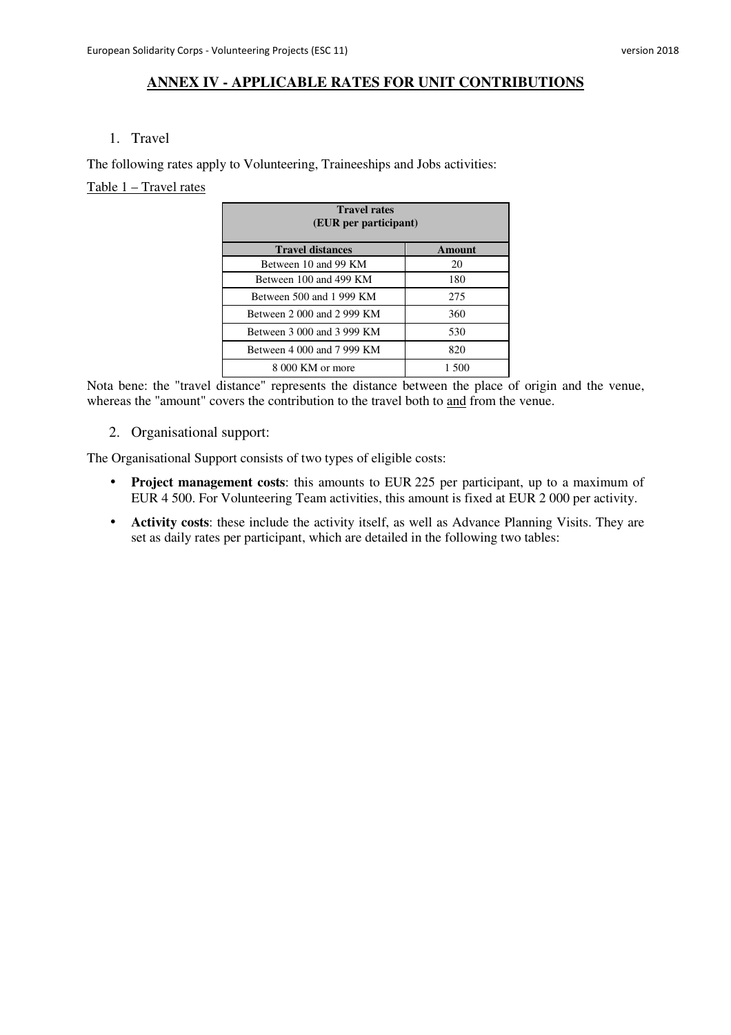# ANNEX IV - APPLICABLE RATES FOR UNIT CONTRIBUTIONS

1. Travel

The following rates apply to Volunteering, Traineeships and Jobs activities:

Table 1 – Travel rates

| Travel rates (EUR per participant) | |
|---|---|
| **Travel distances** | **Amount** |
| Between 10 and 99 KM | 20 |
| Between 100 and 499 KM | 180 |
| Between 500 and 1 999 KM | 275 |
| Between 2 000 and 2 999 KM | 360 |
| Between 3 000 and 3 999 KM | 530 |
| Between 4 000 and 7 999 KM | 820 |
| 8 000 KM or more | 1 500 |

Nota bene: the "travel distance" represents the distance between the place of origin and the venue, whereas the "amount" covers the contribution to the travel both to and from the venue.

2. Organisational support:

The Organisational Support consists of two types of eligible costs:

- **Project management costs**: this amounts to EUR 225 per participant, up to a maximum of EUR 4 500. For Volunteering Team activities, this amount is fixed at EUR 2 000 per activity.
- **Activity costs**: these include the activity itself, as well as Advance Planning Visits. They are set as daily rates per participant, which are detailed in the following two tables: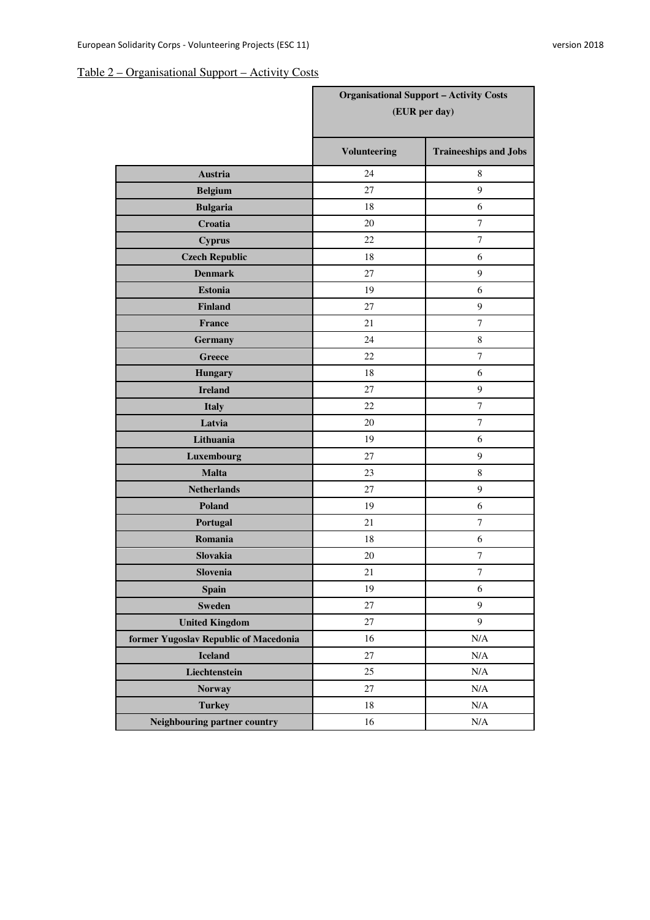Table 2 – Organisational Support – Activity Costs

| | Organisational Support – Activity Costs (EUR per day) | |
|---|---|---|
| | **Volunteering** | **Traineeships and Jobs** |
| **Austria** | 24 | 8 |
| **Belgium** | 27 | 9 |
| **Bulgaria** | 18 | 6 |
| **Croatia** | 20 | 7 |
| **Cyprus** | 22 | 7 |
| **Czech Republic** | 18 | 6 |
| **Denmark** | 27 | 9 |
| **Estonia** | 19 | 6 |
| **Finland** | 27 | 9 |
| **France** | 21 | 7 |
| **Germany** | 24 | 8 |
| **Greece** | 22 | 7 |
| **Hungary** | 18 | 6 |
| **Ireland** | 27 | 9 |
| **Italy** | 22 | 7 |
| **Latvia** | 20 | 7 |
| **Lithuania** | 19 | 6 |
| **Luxembourg** | 27 | 9 |
| **Malta** | 23 | 8 |
| **Netherlands** | 27 | 9 |
| **Poland** | 19 | 6 |
| **Portugal** | 21 | 7 |
| **Romania** | 18 | 6 |
| **Slovakia** | 20 | 7 |
| **Slovenia** | 21 | 7 |
| **Spain** | 19 | 6 |
| **Sweden** | 27 | 9 |
| **United Kingdom** | 27 | 9 |
| **former Yugoslav Republic of Macedonia** | 16 | N/A |
| **Iceland** | 27 | N/A |
| **Liechtenstein** | 25 | N/A |
| **Norway** | 27 | N/A |
| **Turkey** | 18 | N/A |
| **Neighbouring partner country** | 16 | N/A |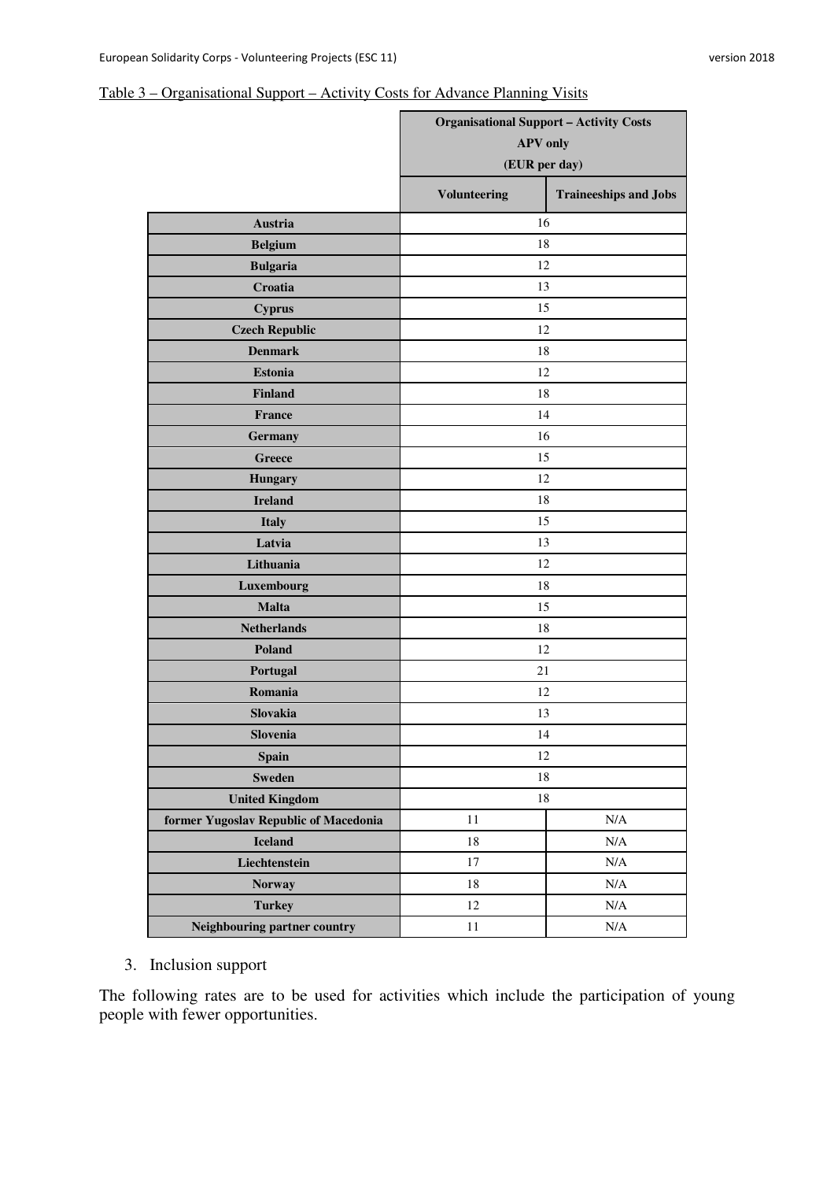Table 3 – Organisational Support – Activity Costs for Advance Planning Visits

| | Organisational Support – Activity Costs APV only (EUR per day) | |
|---|---|---|
| | Volunteering | Traineeships and Jobs |
| **Austria** | 16 | |
| **Belgium** | 18 | |
| **Bulgaria** | 12 | |
| **Croatia** | 13 | |
| **Cyprus** | 15 | |
| **Czech Republic** | 12 | |
| **Denmark** | 18 | |
| **Estonia** | 12 | |
| **Finland** | 18 | |
| **France** | 14 | |
| **Germany** | 16 | |
| **Greece** | 15 | |
| **Hungary** | 12 | |
| **Ireland** | 18 | |
| **Italy** | 15 | |
| **Latvia** | 13 | |
| **Lithuania** | 12 | |
| **Luxembourg** | 18 | |
| **Malta** | 15 | |
| **Netherlands** | 18 | |
| **Poland** | 12 | |
| **Portugal** | 21 | |
| **Romania** | 12 | |
| **Slovakia** | 13 | |
| **Slovenia** | 14 | |
| **Spain** | 12 | |
| **Sweden** | 18 | |
| **United Kingdom** | 18 | |
| **former Yugoslav Republic of Macedonia** | 11 | N/A |
| **Iceland** | 18 | N/A |
| **Liechtenstein** | 17 | N/A |
| **Norway** | 18 | N/A |
| **Turkey** | 12 | N/A |
| **Neighbouring partner country** | 11 | N/A |

3. Inclusion support

The following rates are to be used for activities which include the participation of young people with fewer opportunities.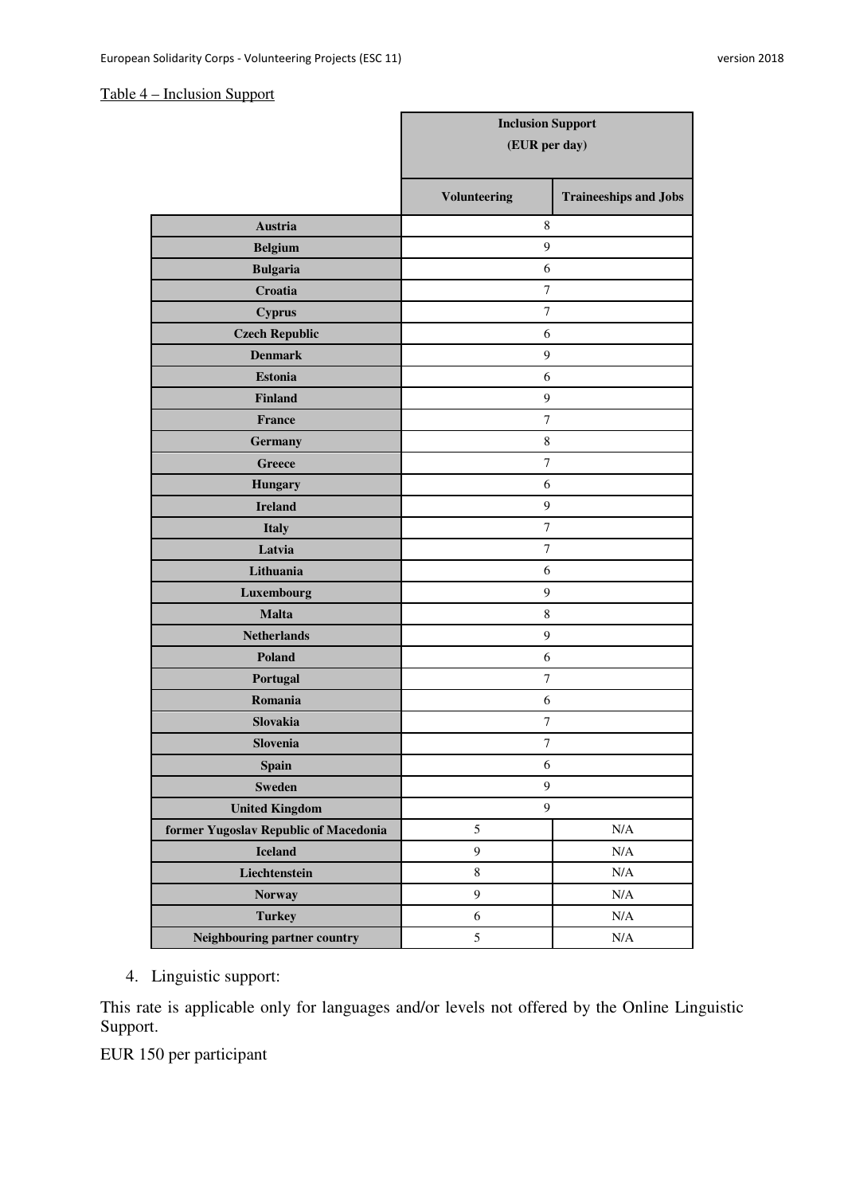Table 4 – Inclusion Support

| | Inclusion Support (EUR per day) | |
|---|---|---|
| | **Volunteering** | **Traineeships and Jobs** |
| **Austria** | 8 | |
| **Belgium** | 9 | |
| **Bulgaria** | 6 | |
| **Croatia** | 7 | |
| **Cyprus** | 7 | |
| **Czech Republic** | 6 | |
| **Denmark** | 9 | |
| **Estonia** | 6 | |
| **Finland** | 9 | |
| **France** | 7 | |
| **Germany** | 8 | |
| **Greece** | 7 | |
| **Hungary** | 6 | |
| **Ireland** | 9 | |
| **Italy** | 7 | |
| **Latvia** | 7 | |
| **Lithuania** | 6 | |
| **Luxembourg** | 9 | |
| **Malta** | 8 | |
| **Netherlands** | 9 | |
| **Poland** | 6 | |
| **Portugal** | 7 | |
| **Romania** | 6 | |
| **Slovakia** | 7 | |
| **Slovenia** | 7 | |
| **Spain** | 6 | |
| **Sweden** | 9 | |
| **United Kingdom** | 9 | |
| **former Yugoslav Republic of Macedonia** | 5 | N/A |
| **Iceland** | 9 | N/A |
| **Liechtenstein** | 8 | N/A |
| **Norway** | 9 | N/A |
| **Turkey** | 6 | N/A |
| **Neighbouring partner country** | 5 | N/A |

4. Linguistic support:

This rate is applicable only for languages and/or levels not offered by the Online Linguistic Support.

EUR 150 per participant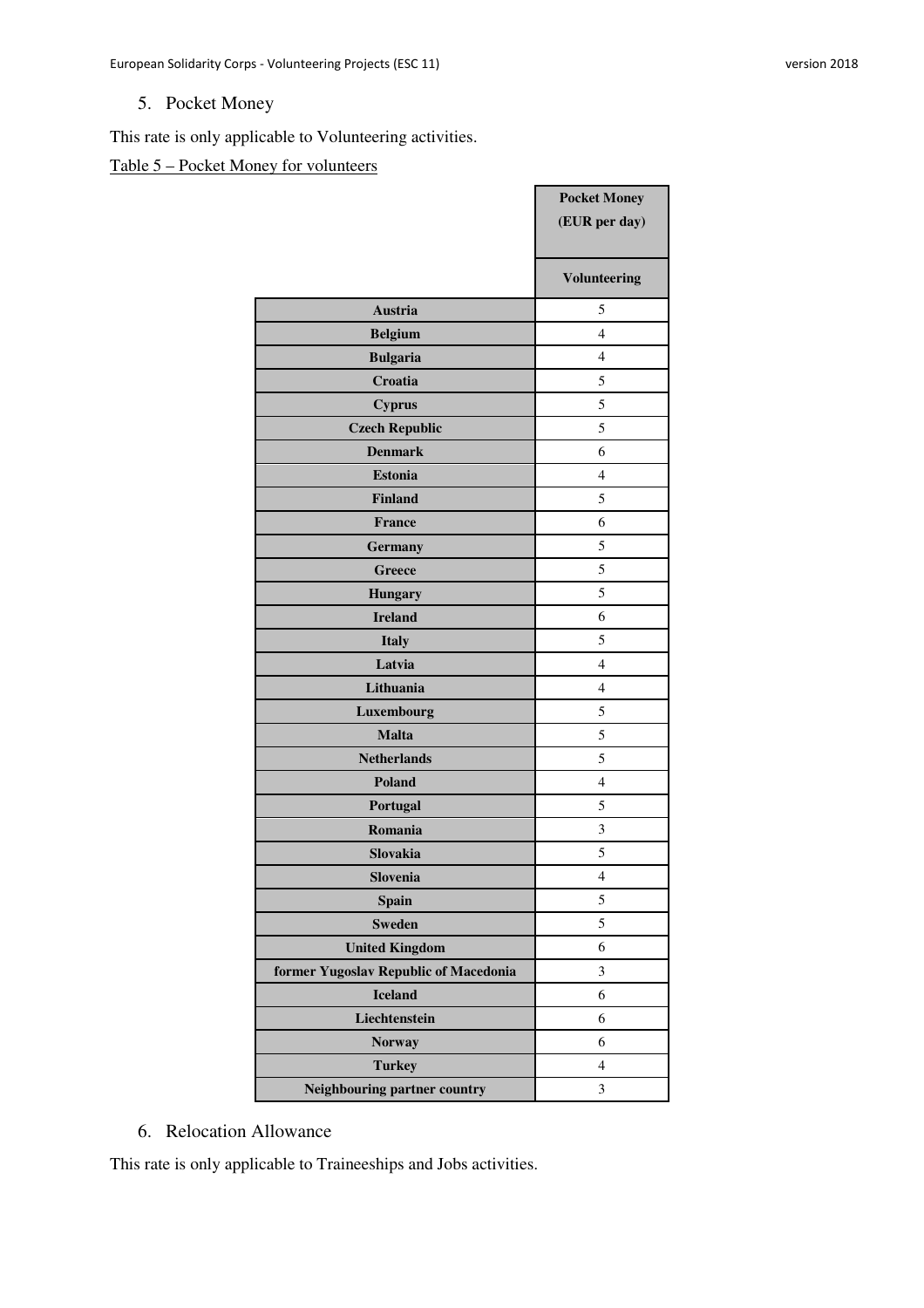## 5. Pocket Money

This rate is only applicable to Volunteering activities.

Table 5 – Pocket Money for volunteers

| | Pocket Money (EUR per day) |
|---|---|
| | Volunteering |
| Austria | 5 |
| Belgium | 4 |
| Bulgaria | 4 |
| Croatia | 5 |
| Cyprus | 5 |
| Czech Republic | 5 |
| Denmark | 6 |
| Estonia | 4 |
| Finland | 5 |
| France | 6 |
| Germany | 5 |
| Greece | 5 |
| Hungary | 5 |
| Ireland | 6 |
| Italy | 5 |
| Latvia | 4 |
| Lithuania | 4 |
| Luxembourg | 5 |
| Malta | 5 |
| Netherlands | 5 |
| Poland | 4 |
| Portugal | 5 |
| Romania | 3 |
| Slovakia | 5 |
| Slovenia | 4 |
| Spain | 5 |
| Sweden | 5 |
| United Kingdom | 6 |
| former Yugoslav Republic of Macedonia | 3 |
| Iceland | 6 |
| Liechtenstein | 6 |
| Norway | 6 |
| Turkey | 4 |
| Neighbouring partner country | 3 |

## 6. Relocation Allowance

This rate is only applicable to Traineeships and Jobs activities.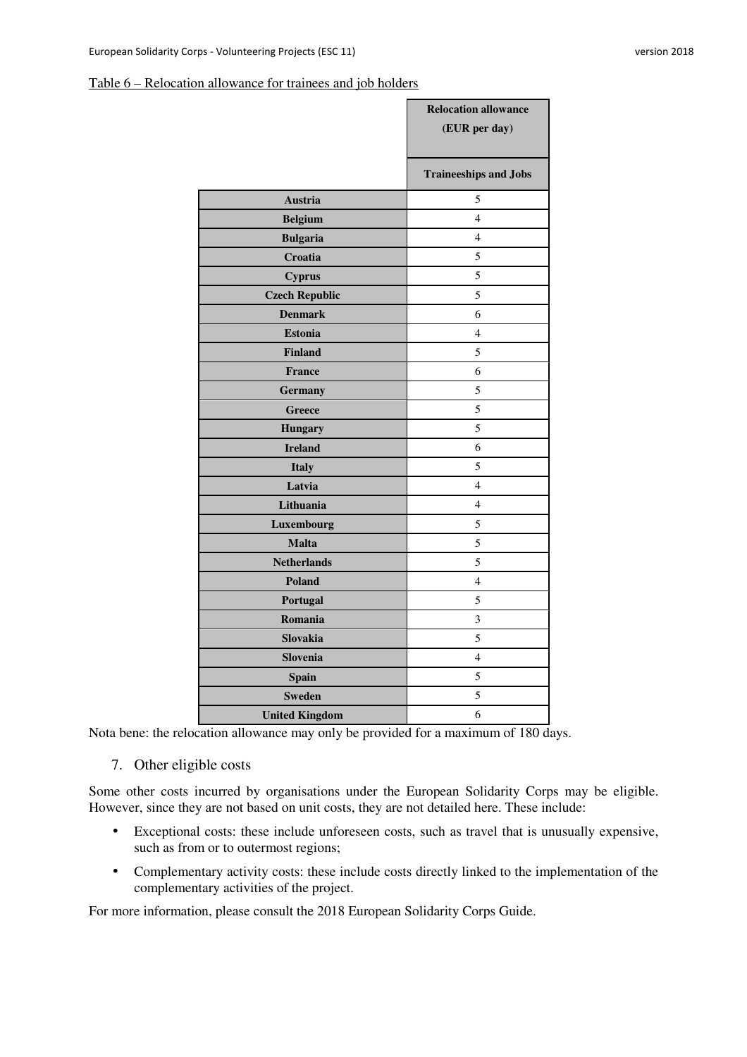Table 6 – Relocation allowance for trainees and job holders

| | Relocation allowance (EUR per day) |
|---|---|
| | Traineeships and Jobs |
| **Austria** | 5 |
| **Belgium** | 4 |
| **Bulgaria** | 4 |
| **Croatia** | 5 |
| **Cyprus** | 5 |
| **Czech Republic** | 5 |
| **Denmark** | 6 |
| **Estonia** | 4 |
| **Finland** | 5 |
| **France** | 6 |
| **Germany** | 5 |
| **Greece** | 5 |
| **Hungary** | 5 |
| **Ireland** | 6 |
| **Italy** | 5 |
| **Latvia** | 4 |
| **Lithuania** | 4 |
| **Luxembourg** | 5 |
| **Malta** | 5 |
| **Netherlands** | 5 |
| **Poland** | 4 |
| **Portugal** | 5 |
| **Romania** | 3 |
| **Slovakia** | 5 |
| **Slovenia** | 4 |
| **Spain** | 5 |
| **Sweden** | 5 |
| **United Kingdom** | 6 |

Nota bene: the relocation allowance may only be provided for a maximum of 180 days.

## 7. Other eligible costs

Some other costs incurred by organisations under the European Solidarity Corps may be eligible. However, since they are not based on unit costs, they are not detailed here. These include:

- Exceptional costs: these include unforeseen costs, such as travel that is unusually expensive, such as from or to outermost regions;
- Complementary activity costs: these include costs directly linked to the implementation of the complementary activities of the project.

For more information, please consult the 2018 European Solidarity Corps Guide.